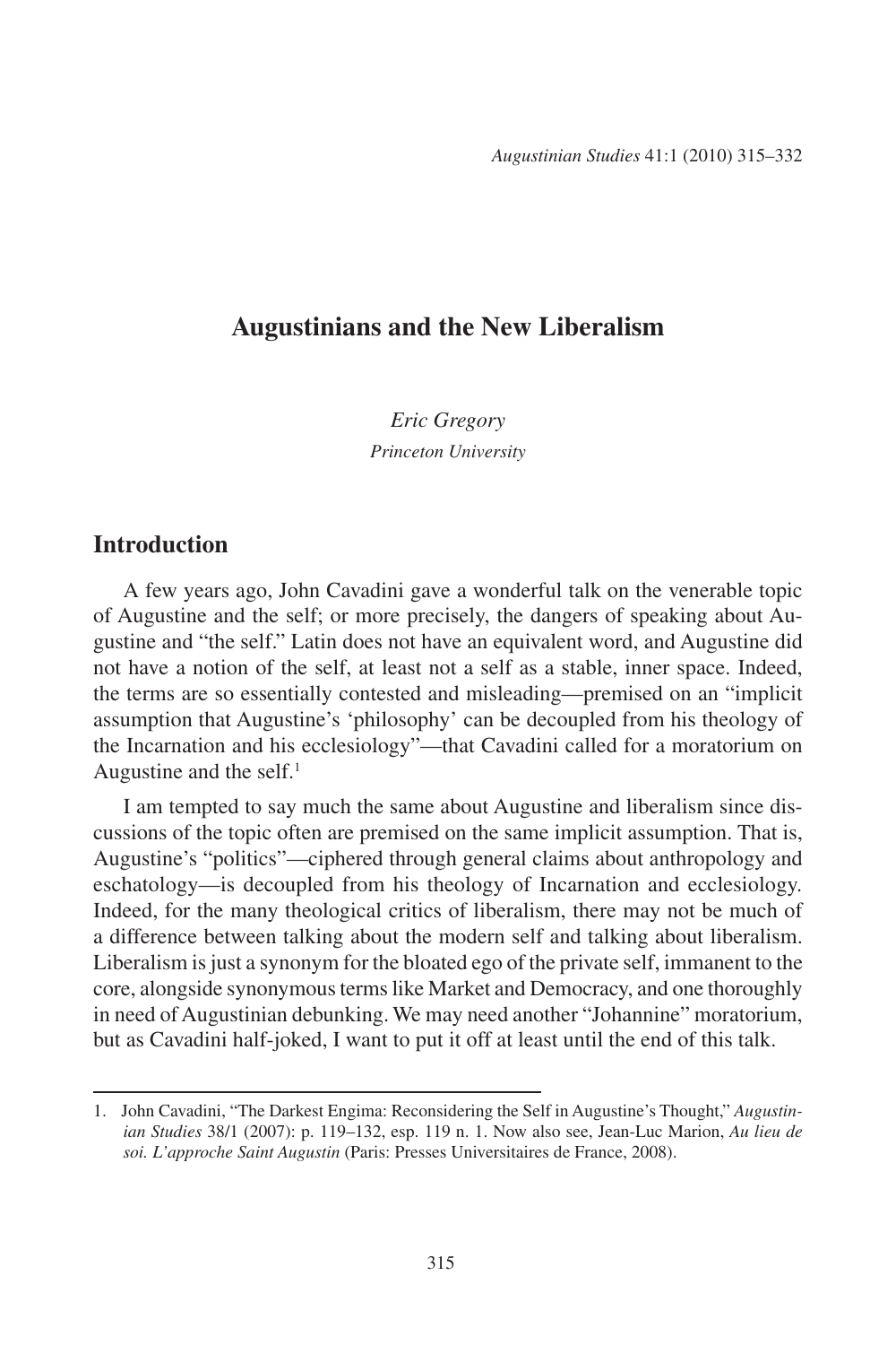# Augustinians and the New Liberalism

*Eric Gregory*
*Princeton University*

## Introduction

A few years ago, John Cavadini gave a wonderful talk on the venerable topic of Augustine and the self; or more precisely, the dangers of speaking about Augustine and "the self." Latin does not have an equivalent word, and Augustine did not have a notion of the self, at least not a self as a stable, inner space. Indeed, the terms are so essentially contested and misleading—premised on an "implicit assumption that Augustine's 'philosophy' can be decoupled from his theology of the Incarnation and his ecclesiology"—that Cavadini called for a moratorium on Augustine and the self.[1]

I am tempted to say much the same about Augustine and liberalism since discussions of the topic often are premised on the same implicit assumption. That is, Augustine's "politics"—ciphered through general claims about anthropology and eschatology—is decoupled from his theology of Incarnation and ecclesiology. Indeed, for the many theological critics of liberalism, there may not be much of a difference between talking about the modern self and talking about liberalism. Liberalism is just a synonym for the bloated ego of the private self, immanent to the core, alongside synonymous terms like Market and Democracy, and one thoroughly in need of Augustinian debunking. We may need another "Johannine" moratorium, but as Cavadini half-joked, I want to put it off at least until the end of this talk.

---

1. John Cavadini, "The Darkest Engima: Reconsidering the Self in Augustine's Thought," *Augustinian Studies* 38/1 (2007): p. 119–132, esp. 119 n. 1. Now also see, Jean-Luc Marion, *Au lieu de soi. L'approche Saint Augustin* (Paris: Presses Universitaires de France, 2008).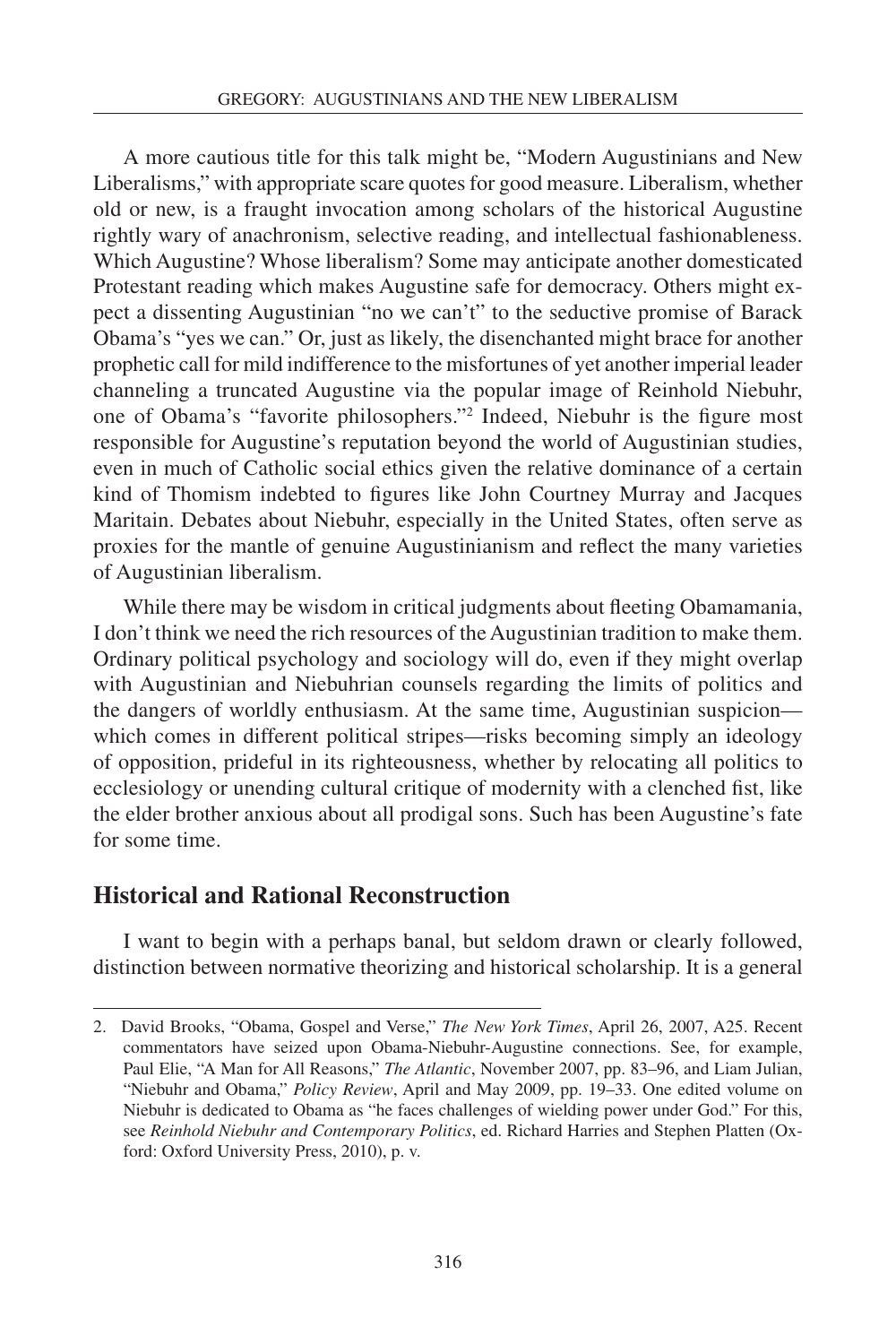A more cautious title for this talk might be, "Modern Augustinians and New Liberalisms," with appropriate scare quotes for good measure. Liberalism, whether old or new, is a fraught invocation among scholars of the historical Augustine rightly wary of anachronism, selective reading, and intellectual fashionableness. Which Augustine? Whose liberalism? Some may anticipate another domesticated Protestant reading which makes Augustine safe for democracy. Others might expect a dissenting Augustinian "no we can't" to the seductive promise of Barack Obama's "yes we can." Or, just as likely, the disenchanted might brace for another prophetic call for mild indifference to the misfortunes of yet another imperial leader channeling a truncated Augustine via the popular image of Reinhold Niebuhr, one of Obama's "favorite philosophers."[2] Indeed, Niebuhr is the figure most responsible for Augustine's reputation beyond the world of Augustinian studies, even in much of Catholic social ethics given the relative dominance of a certain kind of Thomism indebted to figures like John Courtney Murray and Jacques Maritain. Debates about Niebuhr, especially in the United States, often serve as proxies for the mantle of genuine Augustinianism and reflect the many varieties of Augustinian liberalism.

While there may be wisdom in critical judgments about fleeting Obamamania, I don't think we need the rich resources of the Augustinian tradition to make them. Ordinary political psychology and sociology will do, even if they might overlap with Augustinian and Niebuhrian counsels regarding the limits of politics and the dangers of worldly enthusiasm. At the same time, Augustinian suspicion—which comes in different political stripes—risks becoming simply an ideology of opposition, prideful in its righteousness, whether by relocating all politics to ecclesiology or unending cultural critique of modernity with a clenched fist, like the elder brother anxious about all prodigal sons. Such has been Augustine's fate for some time.

## Historical and Rational Reconstruction

I want to begin with a perhaps banal, but seldom drawn or clearly followed, distinction between normative theorizing and historical scholarship. It is a general

---

2. David Brooks, "Obama, Gospel and Verse," *The New York Times*, April 26, 2007, A25. Recent commentators have seized upon Obama-Niebuhr-Augustine connections. See, for example, Paul Elie, "A Man for All Reasons," *The Atlantic*, November 2007, pp. 83–96, and Liam Julian, "Niebuhr and Obama," *Policy Review*, April and May 2009, pp. 19–33. One edited volume on Niebuhr is dedicated to Obama as "he faces challenges of wielding power under God." For this, see *Reinhold Niebuhr and Contemporary Politics*, ed. Richard Harries and Stephen Platten (Oxford: Oxford University Press, 2010), p. v.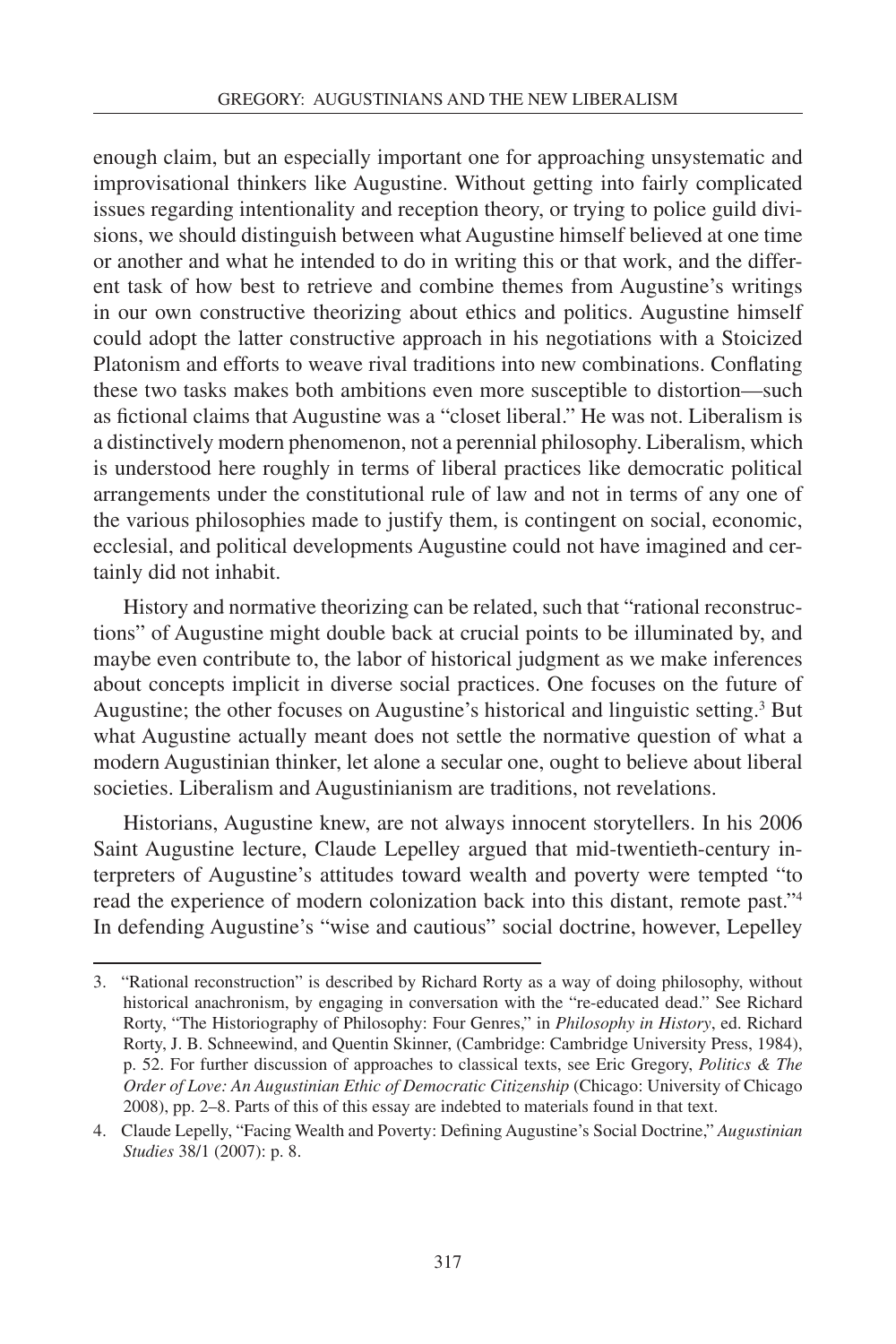enough claim, but an especially important one for approaching unsystematic and improvisational thinkers like Augustine. Without getting into fairly complicated issues regarding intentionality and reception theory, or trying to police guild divisions, we should distinguish between what Augustine himself believed at one time or another and what he intended to do in writing this or that work, and the different task of how best to retrieve and combine themes from Augustine's writings in our own constructive theorizing about ethics and politics. Augustine himself could adopt the latter constructive approach in his negotiations with a Stoicized Platonism and efforts to weave rival traditions into new combinations. Conflating these two tasks makes both ambitions even more susceptible to distortion—such as fictional claims that Augustine was a "closet liberal." He was not. Liberalism is a distinctively modern phenomenon, not a perennial philosophy. Liberalism, which is understood here roughly in terms of liberal practices like democratic political arrangements under the constitutional rule of law and not in terms of any one of the various philosophies made to justify them, is contingent on social, economic, ecclesial, and political developments Augustine could not have imagined and certainly did not inhabit.

History and normative theorizing can be related, such that "rational reconstructions" of Augustine might double back at crucial points to be illuminated by, and maybe even contribute to, the labor of historical judgment as we make inferences about concepts implicit in diverse social practices. One focuses on the future of Augustine; the other focuses on Augustine's historical and linguistic setting.[3] But what Augustine actually meant does not settle the normative question of what a modern Augustinian thinker, let alone a secular one, ought to believe about liberal societies. Liberalism and Augustinianism are traditions, not revelations.

Historians, Augustine knew, are not always innocent storytellers. In his 2006 Saint Augustine lecture, Claude Lepelley argued that mid-twentieth-century interpreters of Augustine's attitudes toward wealth and poverty were tempted "to read the experience of modern colonization back into this distant, remote past."[4] In defending Augustine's "wise and cautious" social doctrine, however, Lepelley

3. "Rational reconstruction" is described by Richard Rorty as a way of doing philosophy, without historical anachronism, by engaging in conversation with the "re-educated dead." See Richard Rorty, "The Historiography of Philosophy: Four Genres," in *Philosophy in History*, ed. Richard Rorty, J. B. Schneewind, and Quentin Skinner, (Cambridge: Cambridge University Press, 1984), p. 52. For further discussion of approaches to classical texts, see Eric Gregory, *Politics & The Order of Love: An Augustinian Ethic of Democratic Citizenship* (Chicago: University of Chicago 2008), pp. 2–8. Parts of this of this essay are indebted to materials found in that text.

4. Claude Lepelly, "Facing Wealth and Poverty: Defining Augustine's Social Doctrine," *Augustinian Studies* 38/1 (2007): p. 8.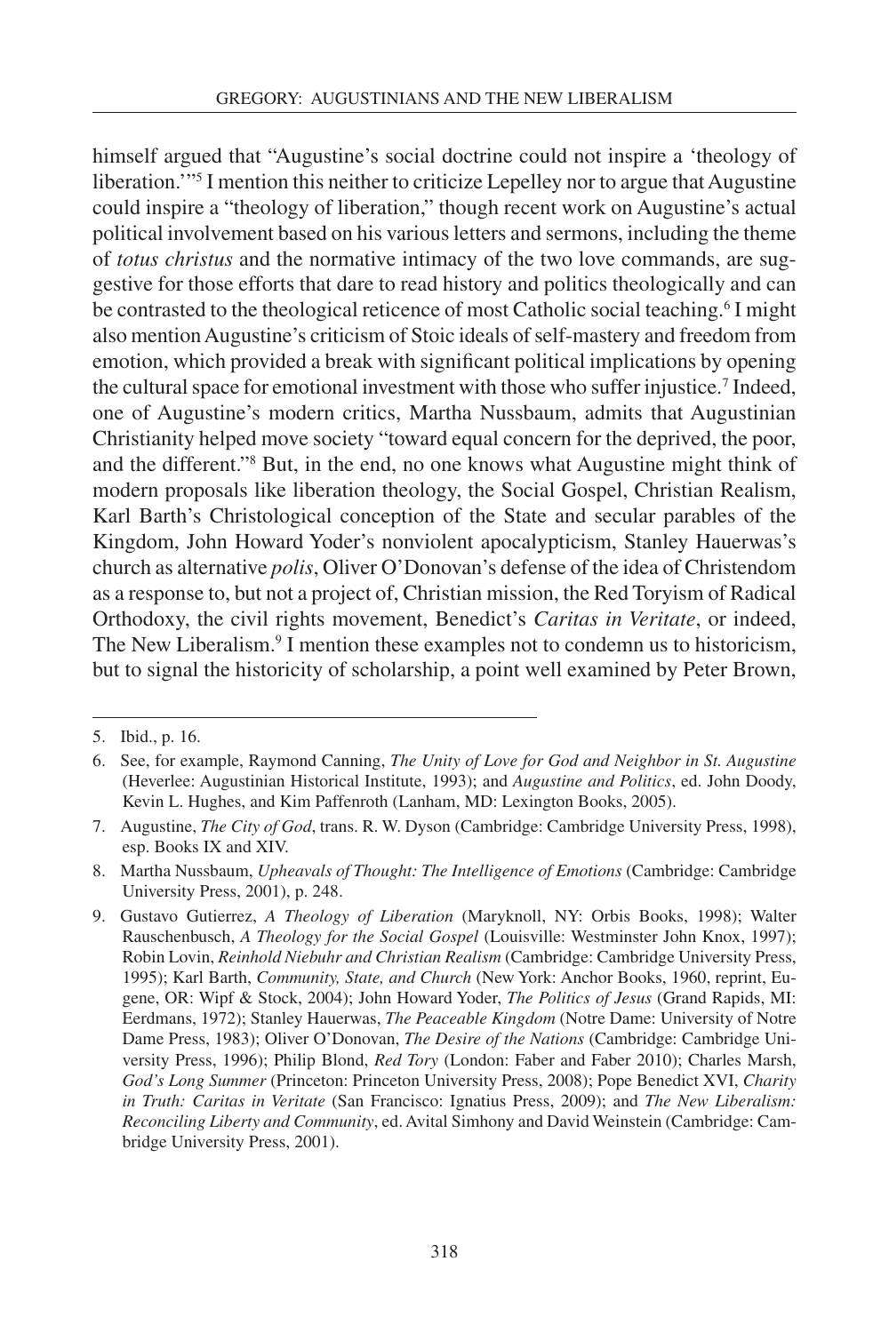himself argued that "Augustine's social doctrine could not inspire a 'theology of liberation.'"[5] I mention this neither to criticize Lepelley nor to argue that Augustine could inspire a "theology of liberation," though recent work on Augustine's actual political involvement based on his various letters and sermons, including the theme of *totus christus* and the normative intimacy of the two love commands, are suggestive for those efforts that dare to read history and politics theologically and can be contrasted to the theological reticence of most Catholic social teaching.[6] I might also mention Augustine's criticism of Stoic ideals of self-mastery and freedom from emotion, which provided a break with significant political implications by opening the cultural space for emotional investment with those who suffer injustice.[7] Indeed, one of Augustine's modern critics, Martha Nussbaum, admits that Augustinian Christianity helped move society "toward equal concern for the deprived, the poor, and the different."[8] But, in the end, no one knows what Augustine might think of modern proposals like liberation theology, the Social Gospel, Christian Realism, Karl Barth's Christological conception of the State and secular parables of the Kingdom, John Howard Yoder's nonviolent apocalypticism, Stanley Hauerwas's church as alternative *polis*, Oliver O'Donovan's defense of the idea of Christendom as a response to, but not a project of, Christian mission, the Red Toryism of Radical Orthodoxy, the civil rights movement, Benedict's *Caritas in Veritate*, or indeed, The New Liberalism.[9] I mention these examples not to condemn us to historicism, but to signal the historicity of scholarship, a point well examined by Peter Brown,

---

5. Ibid., p. 16.

6. See, for example, Raymond Canning, *The Unity of Love for God and Neighbor in St. Augustine* (Heverlee: Augustinian Historical Institute, 1993); and *Augustine and Politics*, ed. John Doody, Kevin L. Hughes, and Kim Paffenroth (Lanham, MD: Lexington Books, 2005).

7. Augustine, *The City of God*, trans. R. W. Dyson (Cambridge: Cambridge University Press, 1998), esp. Books IX and XIV.

8. Martha Nussbaum, *Upheavals of Thought: The Intelligence of Emotions* (Cambridge: Cambridge University Press, 2001), p. 248.

9. Gustavo Gutierrez, *A Theology of Liberation* (Maryknoll, NY: Orbis Books, 1998); Walter Rauschenbusch, *A Theology for the Social Gospel* (Louisville: Westminster John Knox, 1997); Robin Lovin, *Reinhold Niebuhr and Christian Realism* (Cambridge: Cambridge University Press, 1995); Karl Barth, *Community, State, and Church* (New York: Anchor Books, 1960, reprint, Eugene, OR: Wipf & Stock, 2004); John Howard Yoder, *The Politics of Jesus* (Grand Rapids, MI: Eerdmans, 1972); Stanley Hauerwas, *The Peaceable Kingdom* (Notre Dame: University of Notre Dame Press, 1983); Oliver O'Donovan, *The Desire of the Nations* (Cambridge: Cambridge University Press, 1996); Philip Blond, *Red Tory* (London: Faber and Faber 2010); Charles Marsh, *God's Long Summer* (Princeton: Princeton University Press, 2008); Pope Benedict XVI, *Charity in Truth: Caritas in Veritate* (San Francisco: Ignatius Press, 2009); and *The New Liberalism: Reconciling Liberty and Community*, ed. Avital Simhony and David Weinstein (Cambridge: Cambridge University Press, 2001).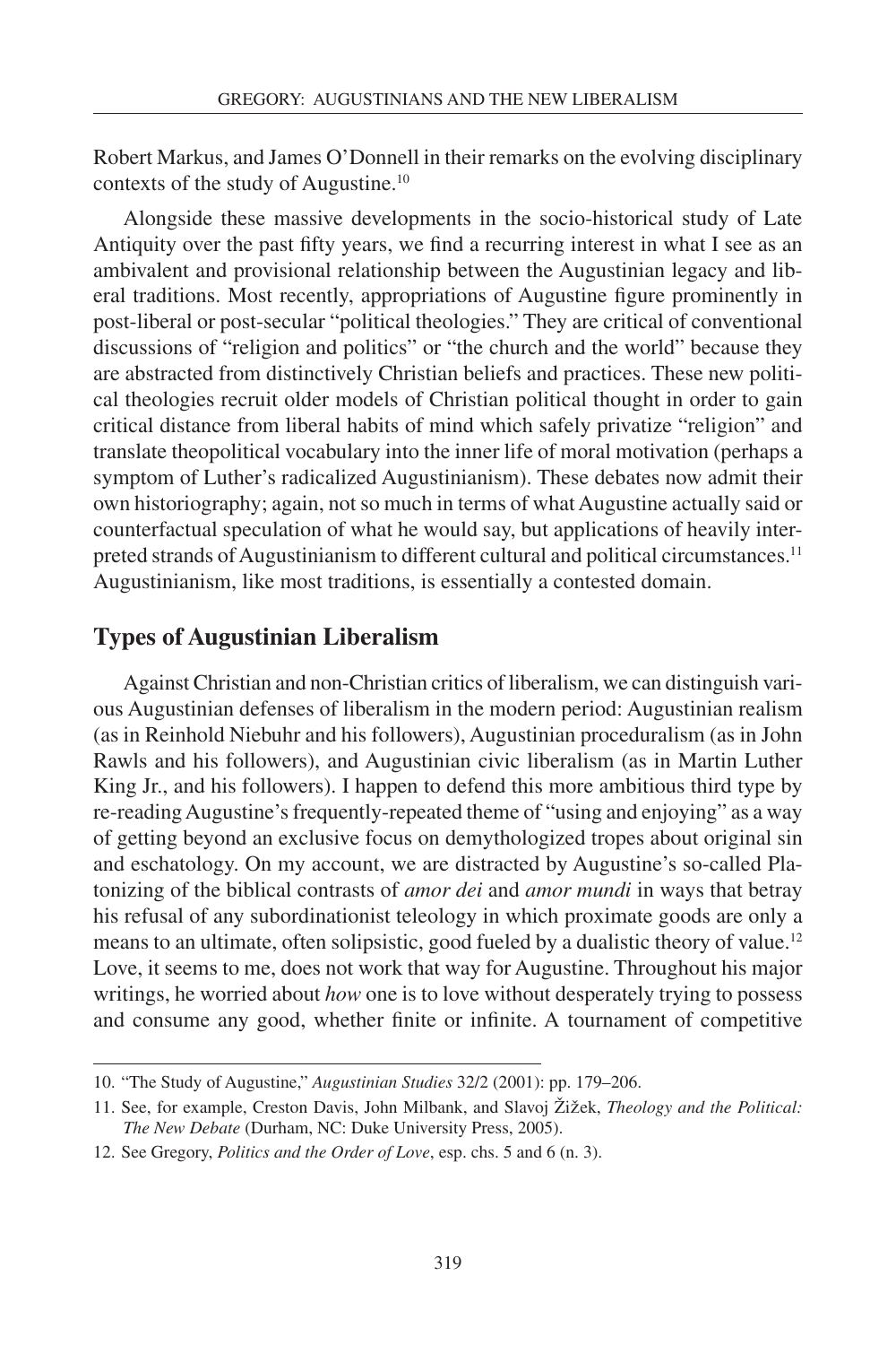Robert Markus, and James O'Donnell in their remarks on the evolving disciplinary contexts of the study of Augustine.[10]

Alongside these massive developments in the socio-historical study of Late Antiquity over the past fifty years, we find a recurring interest in what I see as an ambivalent and provisional relationship between the Augustinian legacy and liberal traditions. Most recently, appropriations of Augustine figure prominently in post-liberal or post-secular "political theologies." They are critical of conventional discussions of "religion and politics" or "the church and the world" because they are abstracted from distinctively Christian beliefs and practices. These new political theologies recruit older models of Christian political thought in order to gain critical distance from liberal habits of mind which safely privatize "religion" and translate theopolitical vocabulary into the inner life of moral motivation (perhaps a symptom of Luther's radicalized Augustinianism). These debates now admit their own historiography; again, not so much in terms of what Augustine actually said or counterfactual speculation of what he would say, but applications of heavily interpreted strands of Augustinianism to different cultural and political circumstances.[11] Augustinianism, like most traditions, is essentially a contested domain.

## Types of Augustinian Liberalism

Against Christian and non-Christian critics of liberalism, we can distinguish various Augustinian defenses of liberalism in the modern period: Augustinian realism (as in Reinhold Niebuhr and his followers), Augustinian proceduralism (as in John Rawls and his followers), and Augustinian civic liberalism (as in Martin Luther King Jr., and his followers). I happen to defend this more ambitious third type by re-reading Augustine's frequently-repeated theme of "using and enjoying" as a way of getting beyond an exclusive focus on demythologized tropes about original sin and eschatology. On my account, we are distracted by Augustine's so-called Platonizing of the biblical contrasts of *amor dei* and *amor mundi* in ways that betray his refusal of any subordinationist teleology in which proximate goods are only a means to an ultimate, often solipsistic, good fueled by a dualistic theory of value.[12] Love, it seems to me, does not work that way for Augustine. Throughout his major writings, he worried about *how* one is to love without desperately trying to possess and consume any good, whether finite or infinite. A tournament of competitive

---

10. "The Study of Augustine," *Augustinian Studies* 32/2 (2001): pp. 179–206.

11. See, for example, Creston Davis, John Milbank, and Slavoj Žižek, *Theology and the Political: The New Debate* (Durham, NC: Duke University Press, 2005).

12. See Gregory, *Politics and the Order of Love*, esp. chs. 5 and 6 (n. 3).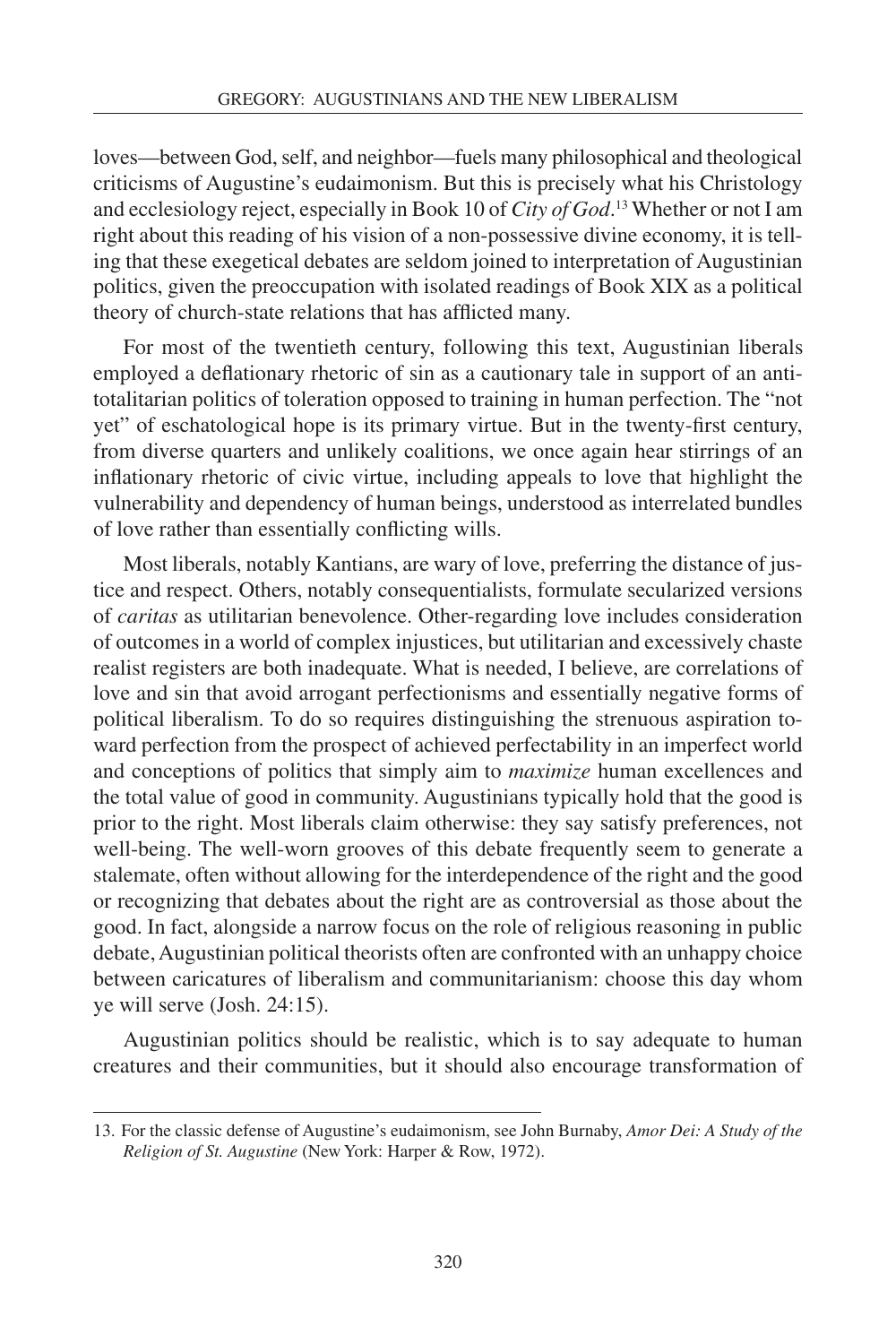loves—between God, self, and neighbor—fuels many philosophical and theological criticisms of Augustine's eudaimonism. But this is precisely what his Christology and ecclesiology reject, especially in Book 10 of *City of God*.[13] Whether or not I am right about this reading of his vision of a non-possessive divine economy, it is telling that these exegetical debates are seldom joined to interpretation of Augustinian politics, given the preoccupation with isolated readings of Book XIX as a political theory of church-state relations that has afflicted many.

For most of the twentieth century, following this text, Augustinian liberals employed a deflationary rhetoric of sin as a cautionary tale in support of an anti-totalitarian politics of toleration opposed to training in human perfection. The "not yet" of eschatological hope is its primary virtue. But in the twenty-first century, from diverse quarters and unlikely coalitions, we once again hear stirrings of an inflationary rhetoric of civic virtue, including appeals to love that highlight the vulnerability and dependency of human beings, understood as interrelated bundles of love rather than essentially conflicting wills.

Most liberals, notably Kantians, are wary of love, preferring the distance of justice and respect. Others, notably consequentialists, formulate secularized versions of *caritas* as utilitarian benevolence. Other-regarding love includes consideration of outcomes in a world of complex injustices, but utilitarian and excessively chaste realist registers are both inadequate. What is needed, I believe, are correlations of love and sin that avoid arrogant perfectionisms and essentially negative forms of political liberalism. To do so requires distinguishing the strenuous aspiration toward perfection from the prospect of achieved perfectability in an imperfect world and conceptions of politics that simply aim to *maximize* human excellences and the total value of good in community. Augustinians typically hold that the good is prior to the right. Most liberals claim otherwise: they say satisfy preferences, not well-being. The well-worn grooves of this debate frequently seem to generate a stalemate, often without allowing for the interdependence of the right and the good or recognizing that debates about the right are as controversial as those about the good. In fact, alongside a narrow focus on the role of religious reasoning in public debate, Augustinian political theorists often are confronted with an unhappy choice between caricatures of liberalism and communitarianism: choose this day whom ye will serve (Josh. 24:15).

Augustinian politics should be realistic, which is to say adequate to human creatures and their communities, but it should also encourage transformation of

13. For the classic defense of Augustine's eudaimonism, see John Burnaby, *Amor Dei: A Study of the Religion of St. Augustine* (New York: Harper & Row, 1972).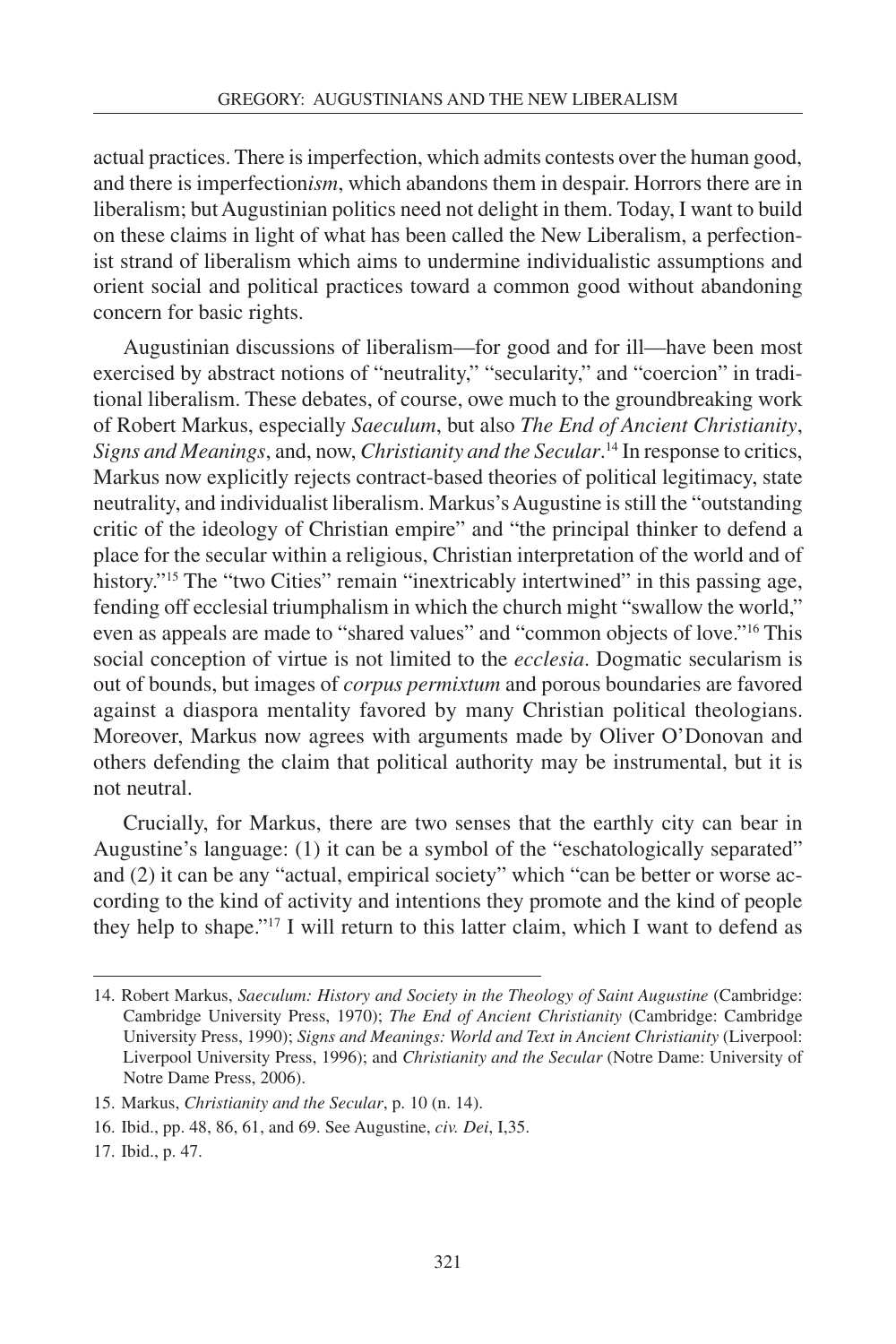actual practices. There is imperfection, which admits contests over the human good, and there is imperfection*ism*, which abandons them in despair. Horrors there are in liberalism; but Augustinian politics need not delight in them. Today, I want to build on these claims in light of what has been called the New Liberalism, a perfectionist strand of liberalism which aims to undermine individualistic assumptions and orient social and political practices toward a common good without abandoning concern for basic rights.

Augustinian discussions of liberalism—for good and for ill—have been most exercised by abstract notions of "neutrality," "secularity," and "coercion" in traditional liberalism. These debates, of course, owe much to the groundbreaking work of Robert Markus, especially *Saeculum*, but also *The End of Ancient Christianity*, *Signs and Meanings*, and, now, *Christianity and the Secular*.[14] In response to critics, Markus now explicitly rejects contract-based theories of political legitimacy, state neutrality, and individualist liberalism. Markus's Augustine is still the "outstanding critic of the ideology of Christian empire" and "the principal thinker to defend a place for the secular within a religious, Christian interpretation of the world and of history."[15] The "two Cities" remain "inextricably intertwined" in this passing age, fending off ecclesial triumphalism in which the church might "swallow the world," even as appeals are made to "shared values" and "common objects of love."[16] This social conception of virtue is not limited to the *ecclesia*. Dogmatic secularism is out of bounds, but images of *corpus permixtum* and porous boundaries are favored against a diaspora mentality favored by many Christian political theologians. Moreover, Markus now agrees with arguments made by Oliver O'Donovan and others defending the claim that political authority may be instrumental, but it is not neutral.

Crucially, for Markus, there are two senses that the earthly city can bear in Augustine's language: (1) it can be a symbol of the "eschatologically separated" and (2) it can be any "actual, empirical society" which "can be better or worse according to the kind of activity and intentions they promote and the kind of people they help to shape."[17] I will return to this latter claim, which I want to defend as

---

14. Robert Markus, *Saeculum: History and Society in the Theology of Saint Augustine* (Cambridge: Cambridge University Press, 1970); *The End of Ancient Christianity* (Cambridge: Cambridge University Press, 1990); *Signs and Meanings: World and Text in Ancient Christianity* (Liverpool: Liverpool University Press, 1996); and *Christianity and the Secular* (Notre Dame: University of Notre Dame Press, 2006).

15. Markus, *Christianity and the Secular*, p. 10 (n. 14).

16. Ibid., pp. 48, 86, 61, and 69. See Augustine, *civ. Dei*, I,35.

17. Ibid., p. 47.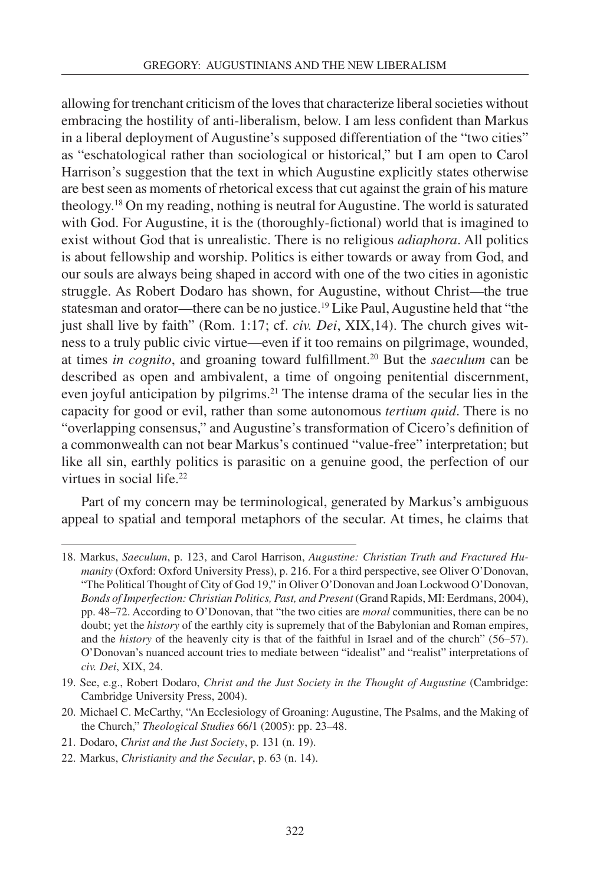allowing for trenchant criticism of the loves that characterize liberal societies without embracing the hostility of anti-liberalism, below. I am less confident than Markus in a liberal deployment of Augustine's supposed differentiation of the "two cities" as "eschatological rather than sociological or historical," but I am open to Carol Harrison's suggestion that the text in which Augustine explicitly states otherwise are best seen as moments of rhetorical excess that cut against the grain of his mature theology.[18] On my reading, nothing is neutral for Augustine. The world is saturated with God. For Augustine, it is the (thoroughly-fictional) world that is imagined to exist without God that is unrealistic. There is no religious *adiaphora*. All politics is about fellowship and worship. Politics is either towards or away from God, and our souls are always being shaped in accord with one of the two cities in agonistic struggle. As Robert Dodaro has shown, for Augustine, without Christ—the true statesman and orator—there can be no justice.[19] Like Paul, Augustine held that "the just shall live by faith" (Rom. 1:17; cf. *civ. Dei*, XIX,14). The church gives witness to a truly public civic virtue—even if it too remains on pilgrimage, wounded, at times *in cognito*, and groaning toward fulfillment.[20] But the *saeculum* can be described as open and ambivalent, a time of ongoing penitential discernment, even joyful anticipation by pilgrims.[21] The intense drama of the secular lies in the capacity for good or evil, rather than some autonomous *tertium quid*. There is no "overlapping consensus," and Augustine's transformation of Cicero's definition of a commonwealth can not bear Markus's continued "value-free" interpretation; but like all sin, earthly politics is parasitic on a genuine good, the perfection of our virtues in social life.[22]

Part of my concern may be terminological, generated by Markus's ambiguous appeal to spatial and temporal metaphors of the secular. At times, he claims that

---

18. Markus, *Saeculum*, p. 123, and Carol Harrison, *Augustine: Christian Truth and Fractured Humanity* (Oxford: Oxford University Press), p. 216. For a third perspective, see Oliver O'Donovan, "The Political Thought of City of God 19," in Oliver O'Donovan and Joan Lockwood O'Donovan, *Bonds of Imperfection: Christian Politics, Past, and Present* (Grand Rapids, MI: Eerdmans, 2004), pp. 48–72. According to O'Donovan, that "the two cities are *moral* communities, there can be no doubt; yet the *history* of the earthly city is supremely that of the Babylonian and Roman empires, and the *history* of the heavenly city is that of the faithful in Israel and of the church" (56–57). O'Donovan's nuanced account tries to mediate between "idealist" and "realist" interpretations of *civ. Dei*, XIX, 24.

19. See, e.g., Robert Dodaro, *Christ and the Just Society in the Thought of Augustine* (Cambridge: Cambridge University Press, 2004).

20. Michael C. McCarthy, "An Ecclesiology of Groaning: Augustine, The Psalms, and the Making of the Church," *Theological Studies* 66/1 (2005): pp. 23–48.

21. Dodaro, *Christ and the Just Society*, p. 131 (n. 19).

22. Markus, *Christianity and the Secular*, p. 63 (n. 14).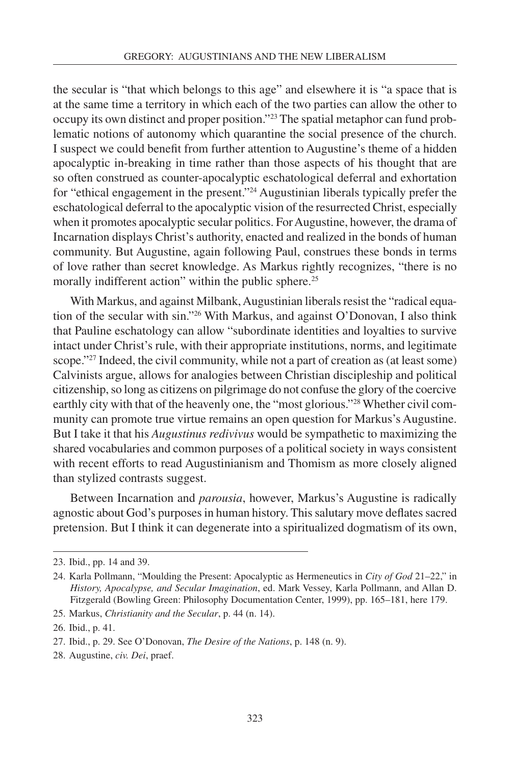the secular is "that which belongs to this age" and elsewhere it is "a space that is at the same time a territory in which each of the two parties can allow the other to occupy its own distinct and proper position."[23] The spatial metaphor can fund problematic notions of autonomy which quarantine the social presence of the church. I suspect we could benefit from further attention to Augustine's theme of a hidden apocalyptic in-breaking in time rather than those aspects of his thought that are so often construed as counter-apocalyptic eschatological deferral and exhortation for "ethical engagement in the present."[24] Augustinian liberals typically prefer the eschatological deferral to the apocalyptic vision of the resurrected Christ, especially when it promotes apocalyptic secular politics. For Augustine, however, the drama of Incarnation displays Christ's authority, enacted and realized in the bonds of human community. But Augustine, again following Paul, construes these bonds in terms of love rather than secret knowledge. As Markus rightly recognizes, "there is no morally indifferent action" within the public sphere.[25]

With Markus, and against Milbank, Augustinian liberals resist the "radical equation of the secular with sin."[26] With Markus, and against O'Donovan, I also think that Pauline eschatology can allow "subordinate identities and loyalties to survive intact under Christ's rule, with their appropriate institutions, norms, and legitimate scope."[27] Indeed, the civil community, while not a part of creation as (at least some) Calvinists argue, allows for analogies between Christian discipleship and political citizenship, so long as citizens on pilgrimage do not confuse the glory of the coercive earthly city with that of the heavenly one, the "most glorious."[28] Whether civil community can promote true virtue remains an open question for Markus's Augustine. But I take it that his *Augustinus redivivus* would be sympathetic to maximizing the shared vocabularies and common purposes of a political society in ways consistent with recent efforts to read Augustinianism and Thomism as more closely aligned than stylized contrasts suggest.

Between Incarnation and *parousia*, however, Markus's Augustine is radically agnostic about God's purposes in human history. This salutary move deflates sacred pretension. But I think it can degenerate into a spiritualized dogmatism of its own,

---

23. Ibid., pp. 14 and 39.

24. Karla Pollmann, "Moulding the Present: Apocalyptic as Hermeneutics in *City of God* 21–22," in *History, Apocalypse, and Secular Imagination*, ed. Mark Vessey, Karla Pollmann, and Allan D. Fitzgerald (Bowling Green: Philosophy Documentation Center, 1999), pp. 165–181, here 179.

25. Markus, *Christianity and the Secular*, p. 44 (n. 14).

26. Ibid., p. 41.

27. Ibid., p. 29. See O'Donovan, *The Desire of the Nations*, p. 148 (n. 9).

28. Augustine, *civ. Dei*, praef.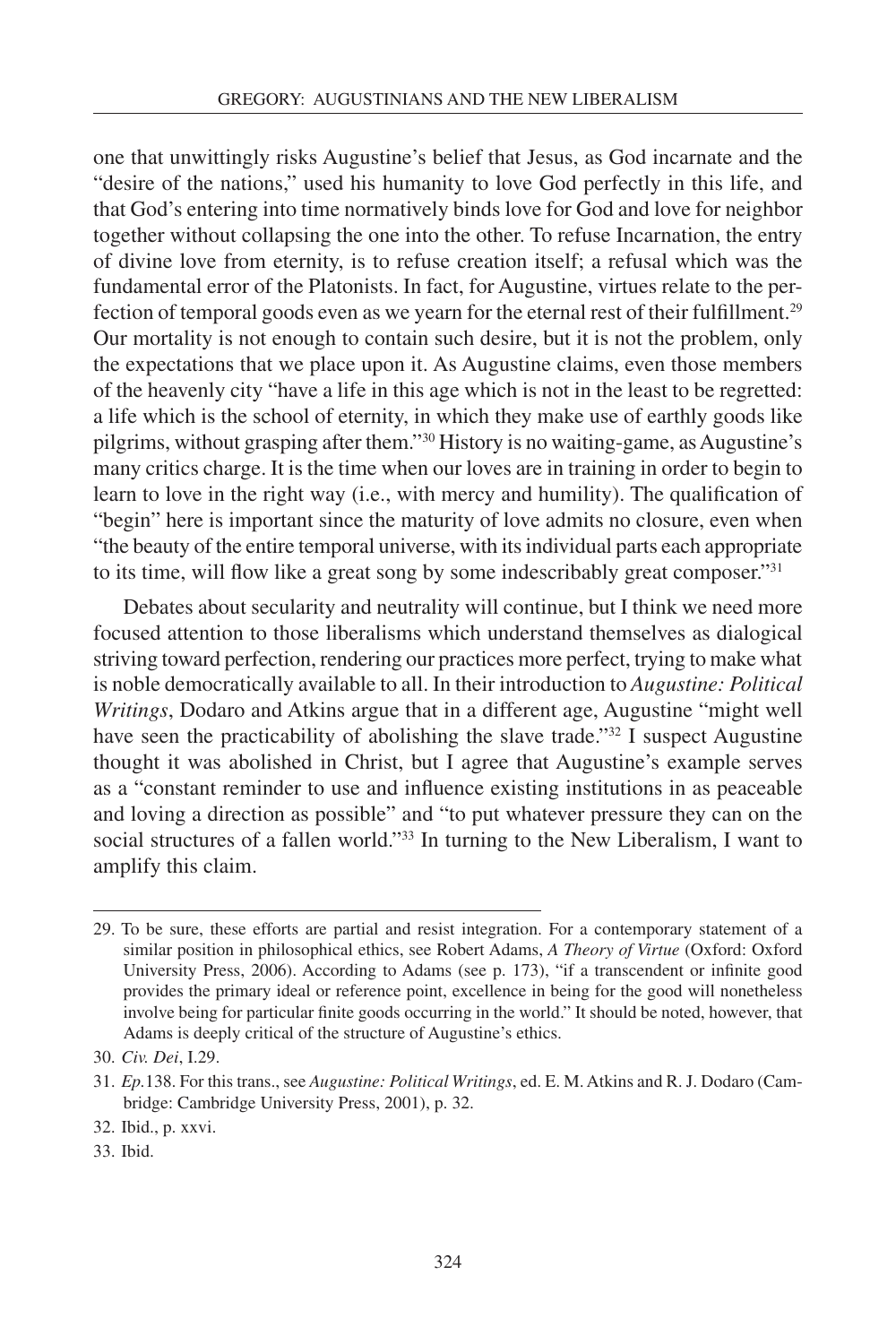one that unwittingly risks Augustine's belief that Jesus, as God incarnate and the "desire of the nations," used his humanity to love God perfectly in this life, and that God's entering into time normatively binds love for God and love for neighbor together without collapsing the one into the other. To refuse Incarnation, the entry of divine love from eternity, is to refuse creation itself; a refusal which was the fundamental error of the Platonists. In fact, for Augustine, virtues relate to the perfection of temporal goods even as we yearn for the eternal rest of their fulfillment.[29] Our mortality is not enough to contain such desire, but it is not the problem, only the expectations that we place upon it. As Augustine claims, even those members of the heavenly city "have a life in this age which is not in the least to be regretted: a life which is the school of eternity, in which they make use of earthly goods like pilgrims, without grasping after them."[30] History is no waiting-game, as Augustine's many critics charge. It is the time when our loves are in training in order to begin to learn to love in the right way (i.e., with mercy and humility). The qualification of "begin" here is important since the maturity of love admits no closure, even when "the beauty of the entire temporal universe, with its individual parts each appropriate to its time, will flow like a great song by some indescribably great composer."[31]

Debates about secularity and neutrality will continue, but I think we need more focused attention to those liberalisms which understand themselves as dialogical striving toward perfection, rendering our practices more perfect, trying to make what is noble democratically available to all. In their introduction to *Augustine: Political Writings*, Dodaro and Atkins argue that in a different age, Augustine "might well have seen the practicability of abolishing the slave trade."[32] I suspect Augustine thought it was abolished in Christ, but I agree that Augustine's example serves as a "constant reminder to use and influence existing institutions in as peaceable and loving a direction as possible" and "to put whatever pressure they can on the social structures of a fallen world."[33] In turning to the New Liberalism, I want to amplify this claim.

---

29. To be sure, these efforts are partial and resist integration. For a contemporary statement of a similar position in philosophical ethics, see Robert Adams, *A Theory of Virtue* (Oxford: Oxford University Press, 2006). According to Adams (see p. 173), "if a transcendent or infinite good provides the primary ideal or reference point, excellence in being for the good will nonetheless involve being for particular finite goods occurring in the world." It should be noted, however, that Adams is deeply critical of the structure of Augustine's ethics.

30. *Civ. Dei*, I.29.

31. *Ep.*138. For this trans., see *Augustine: Political Writings*, ed. E. M. Atkins and R. J. Dodaro (Cambridge: Cambridge University Press, 2001), p. 32.

32. Ibid., p. xxvi.

33. Ibid.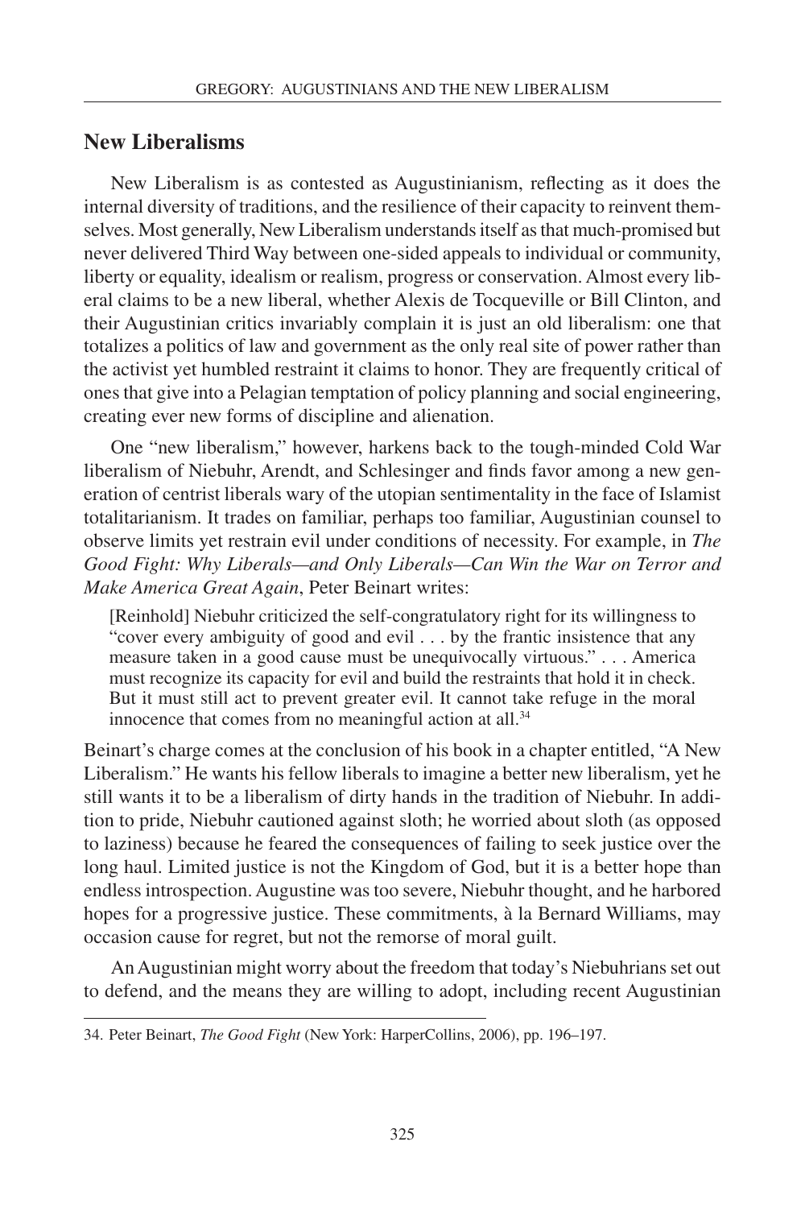## New Liberalisms

New Liberalism is as contested as Augustinianism, reflecting as it does the internal diversity of traditions, and the resilience of their capacity to reinvent themselves. Most generally, New Liberalism understands itself as that much-promised but never delivered Third Way between one-sided appeals to individual or community, liberty or equality, idealism or realism, progress or conservation. Almost every liberal claims to be a new liberal, whether Alexis de Tocqueville or Bill Clinton, and their Augustinian critics invariably complain it is just an old liberalism: one that totalizes a politics of law and government as the only real site of power rather than the activist yet humbled restraint it claims to honor. They are frequently critical of ones that give into a Pelagian temptation of policy planning and social engineering, creating ever new forms of discipline and alienation.

One "new liberalism," however, harkens back to the tough-minded Cold War liberalism of Niebuhr, Arendt, and Schlesinger and finds favor among a new generation of centrist liberals wary of the utopian sentimentality in the face of Islamist totalitarianism. It trades on familiar, perhaps too familiar, Augustinian counsel to observe limits yet restrain evil under conditions of necessity. For example, in *The Good Fight: Why Liberals—and Only Liberals—Can Win the War on Terror and Make America Great Again*, Peter Beinart writes:

> [Reinhold] Niebuhr criticized the self-congratulatory right for its willingness to "cover every ambiguity of good and evil . . . by the frantic insistence that any measure taken in a good cause must be unequivocally virtuous." . . . America must recognize its capacity for evil and build the restraints that hold it in check. But it must still act to prevent greater evil. It cannot take refuge in the moral innocence that comes from no meaningful action at all.[34]

Beinart's charge comes at the conclusion of his book in a chapter entitled, "A New Liberalism." He wants his fellow liberals to imagine a better new liberalism, yet he still wants it to be a liberalism of dirty hands in the tradition of Niebuhr. In addition to pride, Niebuhr cautioned against sloth; he worried about sloth (as opposed to laziness) because he feared the consequences of failing to seek justice over the long haul. Limited justice is not the Kingdom of God, but it is a better hope than endless introspection. Augustine was too severe, Niebuhr thought, and he harbored hopes for a progressive justice. These commitments, à la Bernard Williams, may occasion cause for regret, but not the remorse of moral guilt.

An Augustinian might worry about the freedom that today's Niebuhrians set out to defend, and the means they are willing to adopt, including recent Augustinian

---

34. Peter Beinart, *The Good Fight* (New York: HarperCollins, 2006), pp. 196–197.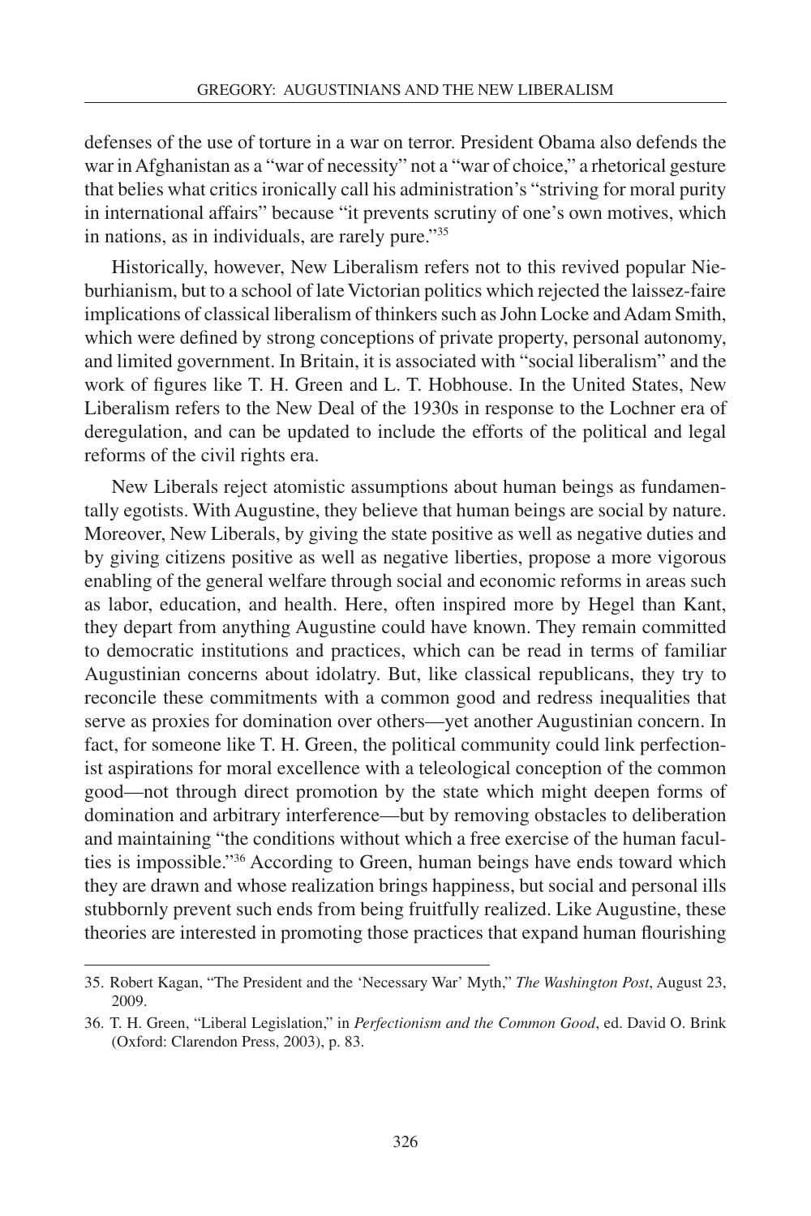defenses of the use of torture in a war on terror. President Obama also defends the war in Afghanistan as a "war of necessity" not a "war of choice," a rhetorical gesture that belies what critics ironically call his administration's "striving for moral purity in international affairs" because "it prevents scrutiny of one's own motives, which in nations, as in individuals, are rarely pure."[35]

Historically, however, New Liberalism refers not to this revived popular Nieburhianism, but to a school of late Victorian politics which rejected the laissez-faire implications of classical liberalism of thinkers such as John Locke and Adam Smith, which were defined by strong conceptions of private property, personal autonomy, and limited government. In Britain, it is associated with "social liberalism" and the work of figures like T. H. Green and L. T. Hobhouse. In the United States, New Liberalism refers to the New Deal of the 1930s in response to the Lochner era of deregulation, and can be updated to include the efforts of the political and legal reforms of the civil rights era.

New Liberals reject atomistic assumptions about human beings as fundamentally egotists. With Augustine, they believe that human beings are social by nature. Moreover, New Liberals, by giving the state positive as well as negative duties and by giving citizens positive as well as negative liberties, propose a more vigorous enabling of the general welfare through social and economic reforms in areas such as labor, education, and health. Here, often inspired more by Hegel than Kant, they depart from anything Augustine could have known. They remain committed to democratic institutions and practices, which can be read in terms of familiar Augustinian concerns about idolatry. But, like classical republicans, they try to reconcile these commitments with a common good and redress inequalities that serve as proxies for domination over others—yet another Augustinian concern. In fact, for someone like T. H. Green, the political community could link perfectionist aspirations for moral excellence with a teleological conception of the common good—not through direct promotion by the state which might deepen forms of domination and arbitrary interference—but by removing obstacles to deliberation and maintaining "the conditions without which a free exercise of the human faculties is impossible."[36] According to Green, human beings have ends toward which they are drawn and whose realization brings happiness, but social and personal ills stubbornly prevent such ends from being fruitfully realized. Like Augustine, these theories are interested in promoting those practices that expand human flourishing

---

35. Robert Kagan, "The President and the 'Necessary War' Myth," *The Washington Post*, August 23, 2009.

36. T. H. Green, "Liberal Legislation," in *Perfectionism and the Common Good*, ed. David O. Brink (Oxford: Clarendon Press, 2003), p. 83.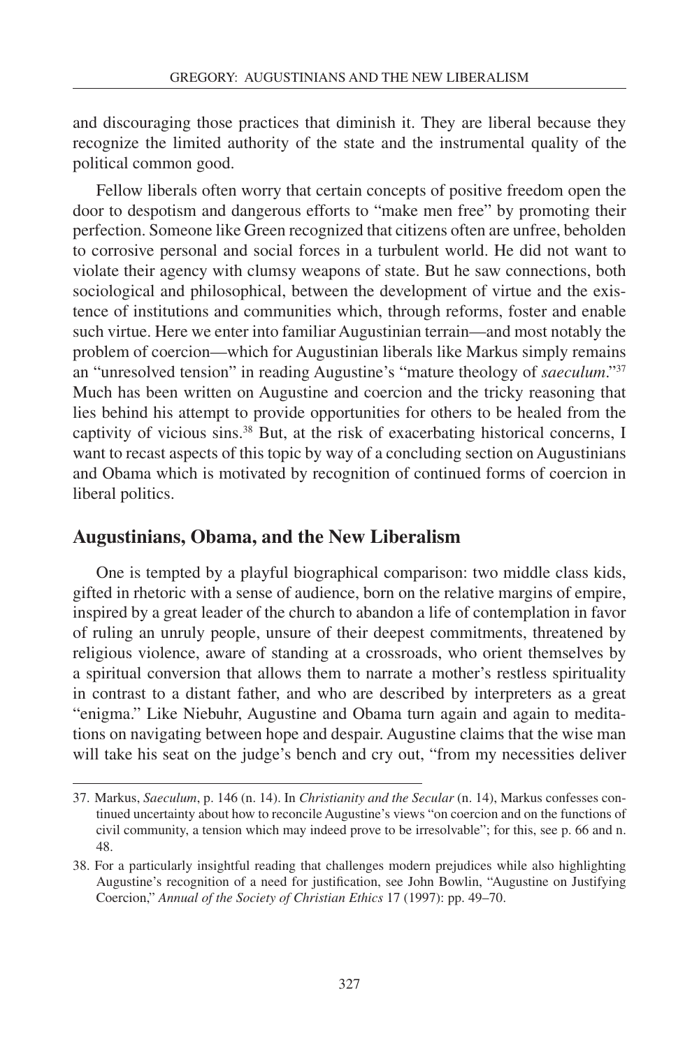and discouraging those practices that diminish it. They are liberal because they recognize the limited authority of the state and the instrumental quality of the political common good.

Fellow liberals often worry that certain concepts of positive freedom open the door to despotism and dangerous efforts to "make men free" by promoting their perfection. Someone like Green recognized that citizens often are unfree, beholden to corrosive personal and social forces in a turbulent world. He did not want to violate their agency with clumsy weapons of state. But he saw connections, both sociological and philosophical, between the development of virtue and the existence of institutions and communities which, through reforms, foster and enable such virtue. Here we enter into familiar Augustinian terrain—and most notably the problem of coercion—which for Augustinian liberals like Markus simply remains an "unresolved tension" in reading Augustine's "mature theology of *saeculum*."[37] Much has been written on Augustine and coercion and the tricky reasoning that lies behind his attempt to provide opportunities for others to be healed from the captivity of vicious sins.[38] But, at the risk of exacerbating historical concerns, I want to recast aspects of this topic by way of a concluding section on Augustinians and Obama which is motivated by recognition of continued forms of coercion in liberal politics.

## Augustinians, Obama, and the New Liberalism

One is tempted by a playful biographical comparison: two middle class kids, gifted in rhetoric with a sense of audience, born on the relative margins of empire, inspired by a great leader of the church to abandon a life of contemplation in favor of ruling an unruly people, unsure of their deepest commitments, threatened by religious violence, aware of standing at a crossroads, who orient themselves by a spiritual conversion that allows them to narrate a mother's restless spirituality in contrast to a distant father, and who are described by interpreters as a great "enigma." Like Niebuhr, Augustine and Obama turn again and again to meditations on navigating between hope and despair. Augustine claims that the wise man will take his seat on the judge's bench and cry out, "from my necessities deliver

---

37. Markus, *Saeculum*, p. 146 (n. 14). In *Christianity and the Secular* (n. 14), Markus confesses continued uncertainty about how to reconcile Augustine's views "on coercion and on the functions of civil community, a tension which may indeed prove to be irresolvable"; for this, see p. 66 and n. 48.

38. For a particularly insightful reading that challenges modern prejudices while also highlighting Augustine's recognition of a need for justification, see John Bowlin, "Augustine on Justifying Coercion," *Annual of the Society of Christian Ethics* 17 (1997): pp. 49–70.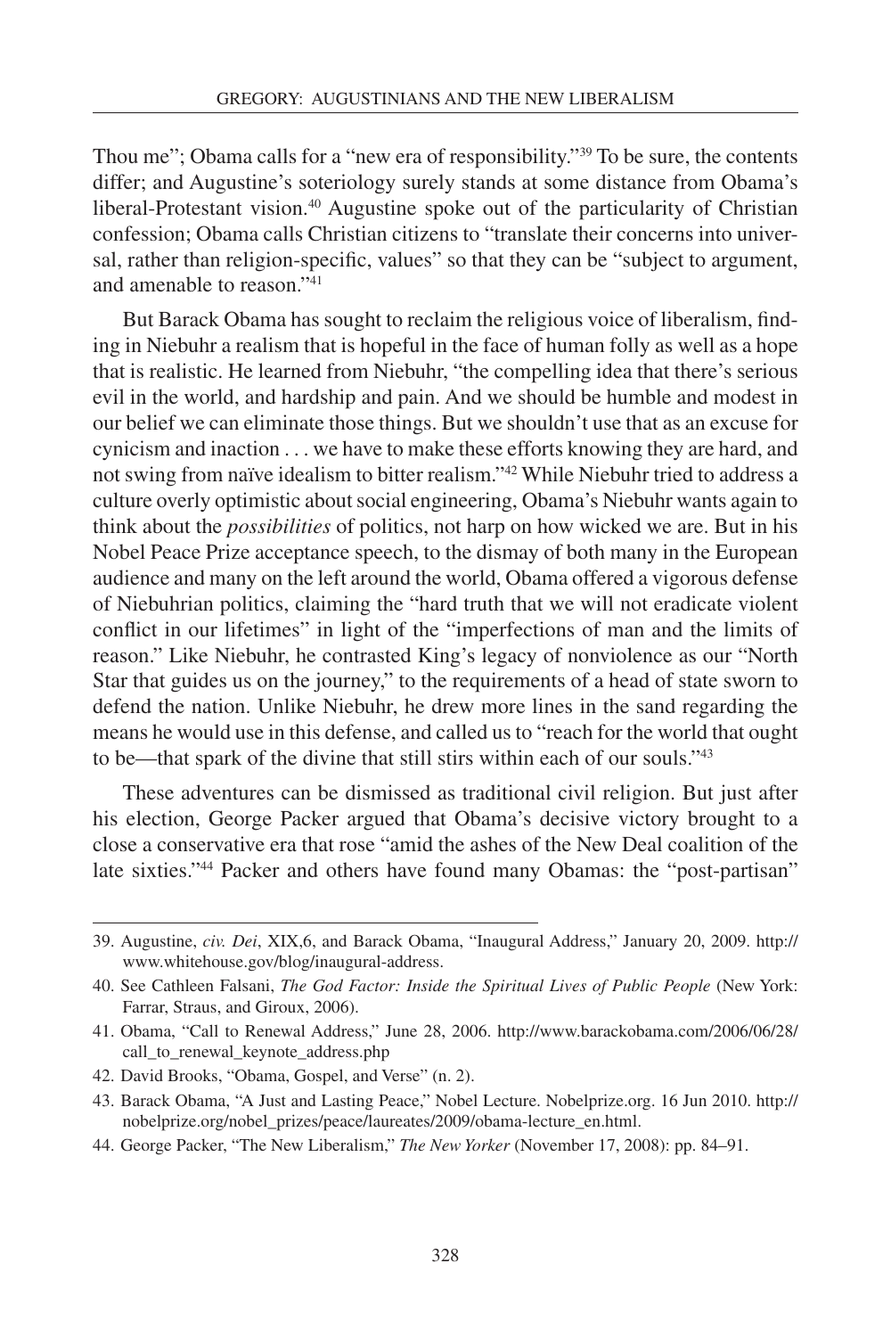Thou me"; Obama calls for a "new era of responsibility."[39] To be sure, the contents differ; and Augustine's soteriology surely stands at some distance from Obama's liberal-Protestant vision.[40] Augustine spoke out of the particularity of Christian confession; Obama calls Christian citizens to "translate their concerns into universal, rather than religion-specific, values" so that they can be "subject to argument, and amenable to reason."[41]

But Barack Obama has sought to reclaim the religious voice of liberalism, finding in Niebuhr a realism that is hopeful in the face of human folly as well as a hope that is realistic. He learned from Niebuhr, "the compelling idea that there's serious evil in the world, and hardship and pain. And we should be humble and modest in our belief we can eliminate those things. But we shouldn't use that as an excuse for cynicism and inaction . . . we have to make these efforts knowing they are hard, and not swing from naïve idealism to bitter realism."[42] While Niebuhr tried to address a culture overly optimistic about social engineering, Obama's Niebuhr wants again to think about the *possibilities* of politics, not harp on how wicked we are. But in his Nobel Peace Prize acceptance speech, to the dismay of both many in the European audience and many on the left around the world, Obama offered a vigorous defense of Niebuhrian politics, claiming the "hard truth that we will not eradicate violent conflict in our lifetimes" in light of the "imperfections of man and the limits of reason." Like Niebuhr, he contrasted King's legacy of nonviolence as our "North Star that guides us on the journey," to the requirements of a head of state sworn to defend the nation. Unlike Niebuhr, he drew more lines in the sand regarding the means he would use in this defense, and called us to "reach for the world that ought to be—that spark of the divine that still stirs within each of our souls."[43]

These adventures can be dismissed as traditional civil religion. But just after his election, George Packer argued that Obama's decisive victory brought to a close a conservative era that rose "amid the ashes of the New Deal coalition of the late sixties."[44] Packer and others have found many Obamas: the "post-partisan"

---

39. Augustine, *civ. Dei*, XIX,6, and Barack Obama, "Inaugural Address," January 20, 2009. http://www.whitehouse.gov/blog/inaugural-address.

40. See Cathleen Falsani, *The God Factor: Inside the Spiritual Lives of Public People* (New York: Farrar, Straus, and Giroux, 2006).

41. Obama, "Call to Renewal Address," June 28, 2006. http://www.barackobama.com/2006/06/28/call_to_renewal_keynote_address.php

42. David Brooks, "Obama, Gospel, and Verse" (n. 2).

43. Barack Obama, "A Just and Lasting Peace," Nobel Lecture. Nobelprize.org. 16 Jun 2010. http://nobelprize.org/nobel_prizes/peace/laureates/2009/obama-lecture_en.html.

44. George Packer, "The New Liberalism," *The New Yorker* (November 17, 2008): pp. 84–91.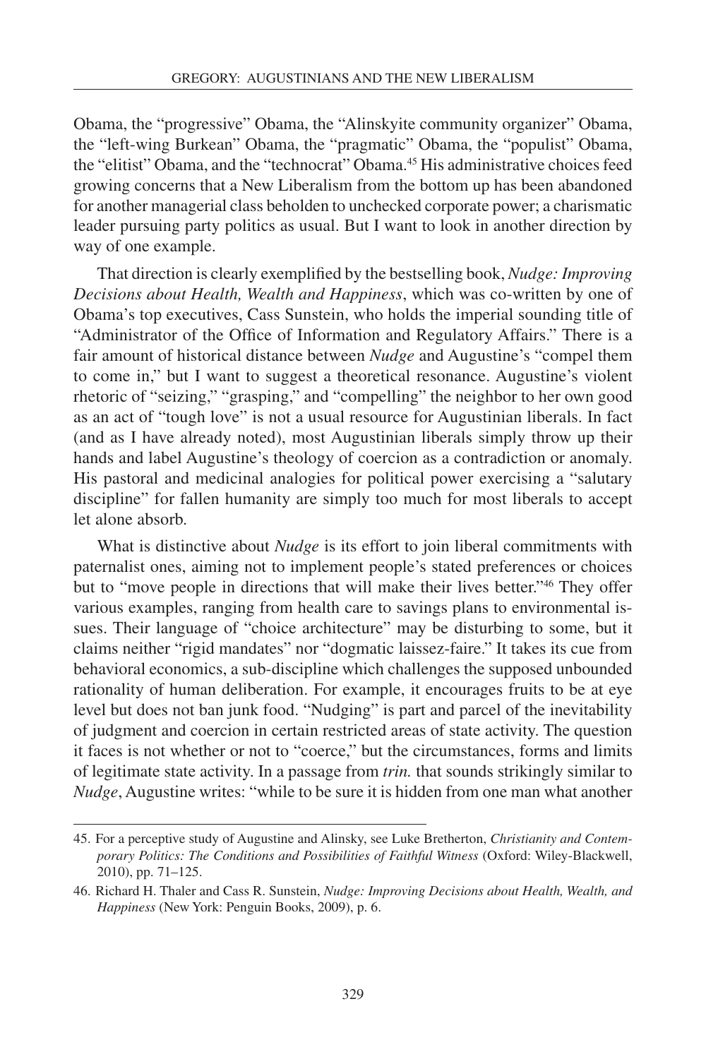Obama, the "progressive" Obama, the "Alinskyite community organizer" Obama, the "left-wing Burkean" Obama, the "pragmatic" Obama, the "populist" Obama, the "elitist" Obama, and the "technocrat" Obama.[45] His administrative choices feed growing concerns that a New Liberalism from the bottom up has been abandoned for another managerial class beholden to unchecked corporate power; a charismatic leader pursuing party politics as usual. But I want to look in another direction by way of one example.

That direction is clearly exemplified by the bestselling book, *Nudge: Improving Decisions about Health, Wealth and Happiness*, which was co-written by one of Obama's top executives, Cass Sunstein, who holds the imperial sounding title of "Administrator of the Office of Information and Regulatory Affairs." There is a fair amount of historical distance between *Nudge* and Augustine's "compel them to come in," but I want to suggest a theoretical resonance. Augustine's violent rhetoric of "seizing," "grasping," and "compelling" the neighbor to her own good as an act of "tough love" is not a usual resource for Augustinian liberals. In fact (and as I have already noted), most Augustinian liberals simply throw up their hands and label Augustine's theology of coercion as a contradiction or anomaly. His pastoral and medicinal analogies for political power exercising a "salutary discipline" for fallen humanity are simply too much for most liberals to accept let alone absorb.

What is distinctive about *Nudge* is its effort to join liberal commitments with paternalist ones, aiming not to implement people's stated preferences or choices but to "move people in directions that will make their lives better."[46] They offer various examples, ranging from health care to savings plans to environmental issues. Their language of "choice architecture" may be disturbing to some, but it claims neither "rigid mandates" nor "dogmatic laissez-faire." It takes its cue from behavioral economics, a sub-discipline which challenges the supposed unbounded rationality of human deliberation. For example, it encourages fruits to be at eye level but does not ban junk food. "Nudging" is part and parcel of the inevitability of judgment and coercion in certain restricted areas of state activity. The question it faces is not whether or not to "coerce," but the circumstances, forms and limits of legitimate state activity. In a passage from *trin.* that sounds strikingly similar to *Nudge*, Augustine writes: "while to be sure it is hidden from one man what another

---

45. For a perceptive study of Augustine and Alinsky, see Luke Bretherton, *Christianity and Contemporary Politics: The Conditions and Possibilities of Faithful Witness* (Oxford: Wiley-Blackwell, 2010), pp. 71–125.

46. Richard H. Thaler and Cass R. Sunstein, *Nudge: Improving Decisions about Health, Wealth, and Happiness* (New York: Penguin Books, 2009), p. 6.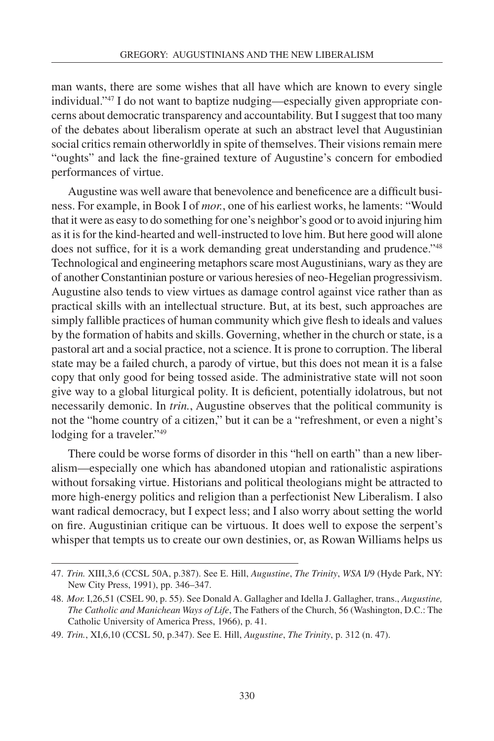man wants, there are some wishes that all have which are known to every single individual."[47] I do not want to baptize nudging—especially given appropriate concerns about democratic transparency and accountability. But I suggest that too many of the debates about liberalism operate at such an abstract level that Augustinian social critics remain otherworldly in spite of themselves. Their visions remain mere "oughts" and lack the fine-grained texture of Augustine's concern for embodied performances of virtue.

Augustine was well aware that benevolence and beneficence are a difficult business. For example, in Book I of *mor.*, one of his earliest works, he laments: "Would that it were as easy to do something for one's neighbor's good or to avoid injuring him as it is for the kind-hearted and well-instructed to love him. But here good will alone does not suffice, for it is a work demanding great understanding and prudence."[48] Technological and engineering metaphors scare most Augustinians, wary as they are of another Constantinian posture or various heresies of neo-Hegelian progressivism. Augustine also tends to view virtues as damage control against vice rather than as practical skills with an intellectual structure. But, at its best, such approaches are simply fallible practices of human community which give flesh to ideals and values by the formation of habits and skills. Governing, whether in the church or state, is a pastoral art and a social practice, not a science. It is prone to corruption. The liberal state may be a failed church, a parody of virtue, but this does not mean it is a false copy that only good for being tossed aside. The administrative state will not soon give way to a global liturgical polity. It is deficient, potentially idolatrous, but not necessarily demonic. In *trin.*, Augustine observes that the political community is not the "home country of a citizen," but it can be a "refreshment, or even a night's lodging for a traveler."[49]

There could be worse forms of disorder in this "hell on earth" than a new liberalism—especially one which has abandoned utopian and rationalistic aspirations without forsaking virtue. Historians and political theologians might be attracted to more high-energy politics and religion than a perfectionist New Liberalism. I also want radical democracy, but I expect less; and I also worry about setting the world on fire. Augustinian critique can be virtuous. It does well to expose the serpent's whisper that tempts us to create our own destinies, or, as Rowan Williams helps us

---

47. *Trin.* XIII,3,6 (CCSL 50A, p.387). See E. Hill, *Augustine*, *The Trinity*, *WSA* I/9 (Hyde Park, NY: New City Press, 1991), pp. 346–347.

48. *Mor.* I,26,51 (CSEL 90, p. 55). See Donald A. Gallagher and Idella J. Gallagher, trans., *Augustine, The Catholic and Manichean Ways of Life*, The Fathers of the Church, 56 (Washington, D.C.: The Catholic University of America Press, 1966), p. 41.

49. *Trin.*, XI,6,10 (CCSL 50, p.347). See E. Hill, *Augustine*, *The Trinity*, p. 312 (n. 47).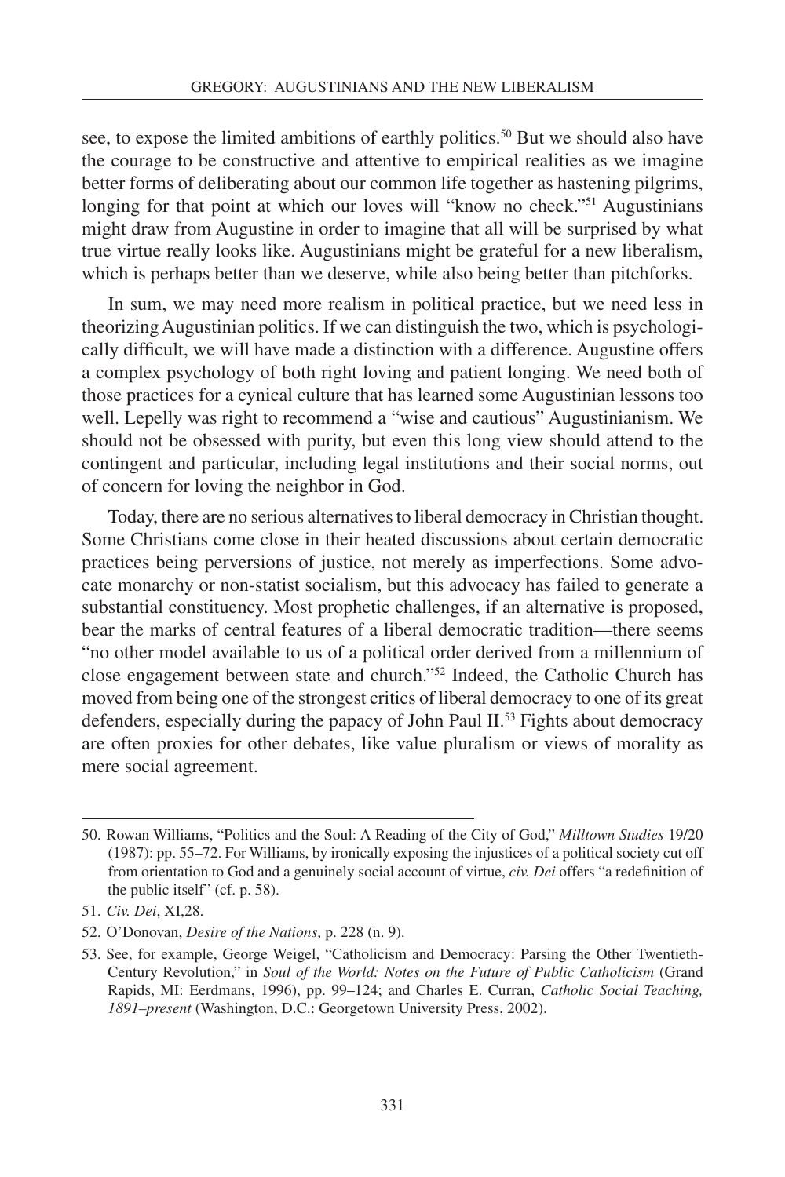see, to expose the limited ambitions of earthly politics.[50] But we should also have the courage to be constructive and attentive to empirical realities as we imagine better forms of deliberating about our common life together as hastening pilgrims, longing for that point at which our loves will "know no check."[51] Augustinians might draw from Augustine in order to imagine that all will be surprised by what true virtue really looks like. Augustinians might be grateful for a new liberalism, which is perhaps better than we deserve, while also being better than pitchforks.

In sum, we may need more realism in political practice, but we need less in theorizing Augustinian politics. If we can distinguish the two, which is psychologically difficult, we will have made a distinction with a difference. Augustine offers a complex psychology of both right loving and patient longing. We need both of those practices for a cynical culture that has learned some Augustinian lessons too well. Lepelly was right to recommend a "wise and cautious" Augustinianism. We should not be obsessed with purity, but even this long view should attend to the contingent and particular, including legal institutions and their social norms, out of concern for loving the neighbor in God.

Today, there are no serious alternatives to liberal democracy in Christian thought. Some Christians come close in their heated discussions about certain democratic practices being perversions of justice, not merely as imperfections. Some advocate monarchy or non-statist socialism, but this advocacy has failed to generate a substantial constituency. Most prophetic challenges, if an alternative is proposed, bear the marks of central features of a liberal democratic tradition—there seems "no other model available to us of a political order derived from a millennium of close engagement between state and church."[52] Indeed, the Catholic Church has moved from being one of the strongest critics of liberal democracy to one of its great defenders, especially during the papacy of John Paul II.[53] Fights about democracy are often proxies for other debates, like value pluralism or views of morality as mere social agreement.

---

50. Rowan Williams, "Politics and the Soul: A Reading of the City of God," *Milltown Studies* 19/20 (1987): pp. 55–72. For Williams, by ironically exposing the injustices of a political society cut off from orientation to God and a genuinely social account of virtue, *civ. Dei* offers "a redefinition of the public itself" (cf. p. 58).

51. *Civ. Dei*, XI,28.

52. O'Donovan, *Desire of the Nations*, p. 228 (n. 9).

53. See, for example, George Weigel, "Catholicism and Democracy: Parsing the Other Twentieth-Century Revolution," in *Soul of the World: Notes on the Future of Public Catholicism* (Grand Rapids, MI: Eerdmans, 1996), pp. 99–124; and Charles E. Curran, *Catholic Social Teaching, 1891–present* (Washington, D.C.: Georgetown University Press, 2002).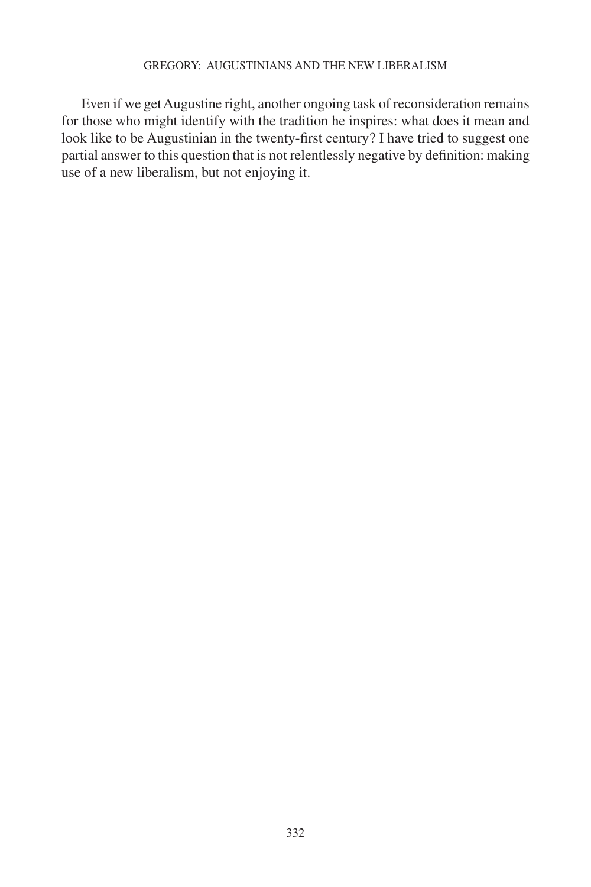Even if we get Augustine right, another ongoing task of reconsideration remains for those who might identify with the tradition he inspires: what does it mean and look like to be Augustinian in the twenty-first century? I have tried to suggest one partial answer to this question that is not relentlessly negative by definition: making use of a new liberalism, but not enjoying it.